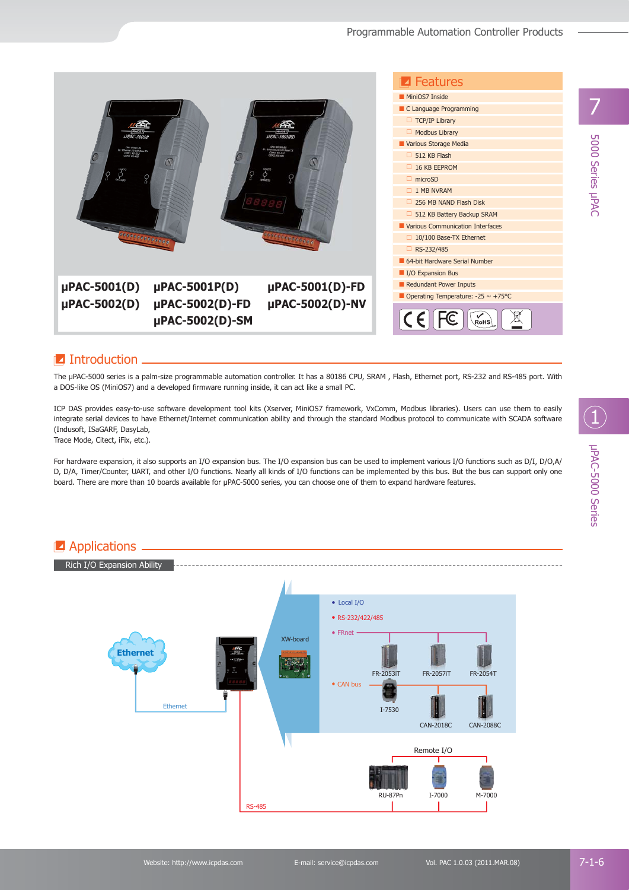μPAC-5001(D) μPAC-5001P(D) μPAC-5001(D)-FD
μPAC-5002(D) μPAC-5002(D)-FD μPAC-5002(D)-NV
μPAC-5002(D)-SM

## Features

- MiniOS7 Inside
- C Language Programming
  - TCP/IP Library
  - Modbus Library
- Various Storage Media
  - 512 KB Flash
  - 16 KB EEPROM
  - microSD
  - 1 MB NVRAM
  - 256 MB NAND Flash Disk
  - 512 KB Battery Backup SRAM
- Various Communication Interfaces
  - 10/100 Base-TX Ethernet
  - RS-232/485
- 64-bit Hardware Serial Number
- I/O Expansion Bus
- Redundant Power Inputs
- Operating Temperature: -25 ~ +75°C

## Introduction

The μPAC-5000 series is a palm-size programmable automation controller. It has a 80186 CPU, SRAM , Flash, Ethernet port, RS-232 and RS-485 port. With a DOS-like OS (MiniOS7) and a developed firmware running inside, it can act like a small PC.

ICP DAS provides easy-to-use software development tool kits (Xserver, MiniOS7 framework, VxComm, Modbus libraries). Users can use them to easily integrate serial devices to have Ethernet/Internet communication ability and through the standard Modbus protocol to communicate with SCADA software (Indusoft, ISaGARF, DasyLab,
Trace Mode, Citect, iFix, etc.).

For hardware expansion, it also supports an I/O expansion bus. The I/O expansion bus can be used to implement various I/O functions such as D/I, D/O,A/D, D/A, Timer/Counter, UART, and other I/O functions. Nearly all kinds of I/O functions can be implemented by this bus. But the bus can support only one board. There are more than 10 boards available for μPAC-5000 series, you can choose one of them to expand hardware features.

## Applications

### Rich I/O Expansion Ability

Ethernet — Ethernet — XW-board — Local I/O; RS-232/422/485; FRnet (FR-2053iT, FR-2057iT, FR-2054T); CAN bus (I-7530, CAN-2018C, CAN-2088C)

RS-485 — Remote I/O (RU-87Pn, I-7000, M-7000)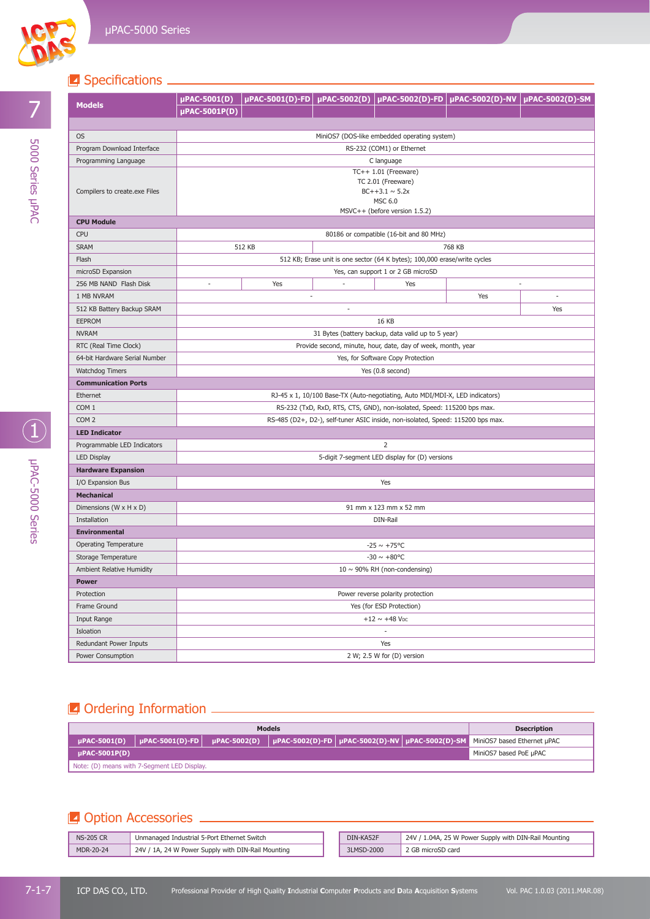## Specifications

| Models | μPAC-5001(D) μPAC-5001P(D) | μPAC-5001(D)-FD | μPAC-5002(D) | μPAC-5002(D)-FD | μPAC-5002(D)-NV | μPAC-5002(D)-SM |
|---|---|---|---|---|---|---|
| OS | MiniOS7 (DOS-like embedded operating system) | | | | | |
| Program Download Interface | RS-232 (COM1) or Ethernet | | | | | |
| Programming Language | C language | | | | | |
| Compilers to create.exe Files | TC++ 1.01 (Freeware) TC 2.01 (Freeware) BC++3.1 ~ 5.2x MSC 6.0 MSVC++ (before version 1.5.2) | | | | | |
| **CPU Module** | | | | | | |
| CPU | 80186 or compatible (16-bit and 80 MHz) | | | | | |
| SRAM | 512 KB | | 768 KB | | | |
| Flash | 512 KB; Erase unit is one sector (64 K bytes); 100,000 erase/write cycles | | | | | |
| microSD Expansion | Yes, can support 1 or 2 GB microSD | | | | | |
| 256 MB NAND Flash Disk | - | Yes | - | Yes | - | |
| 1 MB NVRAM | - | | | | Yes | - |
| 512 KB Battery Backup SRAM | - | | | | | Yes |
| EEPROM | 16 KB | | | | | |
| NVRAM | 31 Bytes (battery backup, data valid up to 5 year) | | | | | |
| RTC (Real Time Clock) | Provide second, minute, hour, date, day of week, month, year | | | | | |
| 64-bit Hardware Serial Number | Yes, for Software Copy Protection | | | | | |
| Watchdog Timers | Yes (0.8 second) | | | | | |
| **Communication Ports** | | | | | | |
| Ethernet | RJ-45 x 1, 10/100 Base-TX (Auto-negotiating, Auto MDI/MDI-X, LED indicators) | | | | | |
| COM 1 | RS-232 (TxD, RxD, RTS, CTS, GND), non-isolated, Speed: 115200 bps max. | | | | | |
| COM 2 | RS-485 (D2+, D2-), self-tuner ASIC inside, non-isolated, Speed: 115200 bps max. | | | | | |
| **LED Indicator** | | | | | | |
| Programmable LED Indicators | 2 | | | | | |
| LED Display | 5-digit 7-segment LED display for (D) versions | | | | | |
| **Hardware Expansion** | | | | | | |
| I/O Expansion Bus | Yes | | | | | |
| **Mechanical** | | | | | | |
| Dimensions (W x H x D) | 91 mm x 123 mm x 52 mm | | | | | |
| Installation | DIN-Rail | | | | | |
| **Environmental** | | | | | | |
| Operating Temperature | -25 ~ +75°C | | | | | |
| Storage Temperature | -30 ~ +80°C | | | | | |
| Ambient Relative Humidity | 10 ~ 90% RH (non-condensing) | | | | | |
| **Power** | | | | | | |
| Protection | Power reverse polarity protection | | | | | |
| Frame Ground | Yes (for ESD Protection) | | | | | |
| Input Range | +12 ~ +48 VDC | | | | | |
| Isloation | - | | | | | |
| Redundant Power Inputs | Yes | | | | | |
| Power Consumption | 2 W; 2.5 W for (D) version | | | | | |

## Ordering Information

| Models | | | | | | Dscription |
|---|---|---|---|---|---|---|
| μPAC-5001(D) | μPAC-5001(D)-FD | μPAC-5002(D) | μPAC-5002(D)-FD | μPAC-5002(D)-NV | μPAC-5002(D)-SM | MiniOS7 based Ethernet μPAC |
| μPAC-5001P(D) | | | | | | MiniOS7 based PoE μPAC |

Note: (D) means with 7-Segment LED Display.

## Option Accessories

| | |
|---|---|
| NS-205 CR | Unmanaged Industrial 5-Port Ethernet Switch |
| MDR-20-24 | 24V / 1A, 24 W Power Supply with DIN-Rail Mounting |
| DIN-KA52F | 24V / 1.04A, 25 W Power Supply with DIN-Rail Mounting |
| 3LMSD-2000 | 2 GB microSD card |